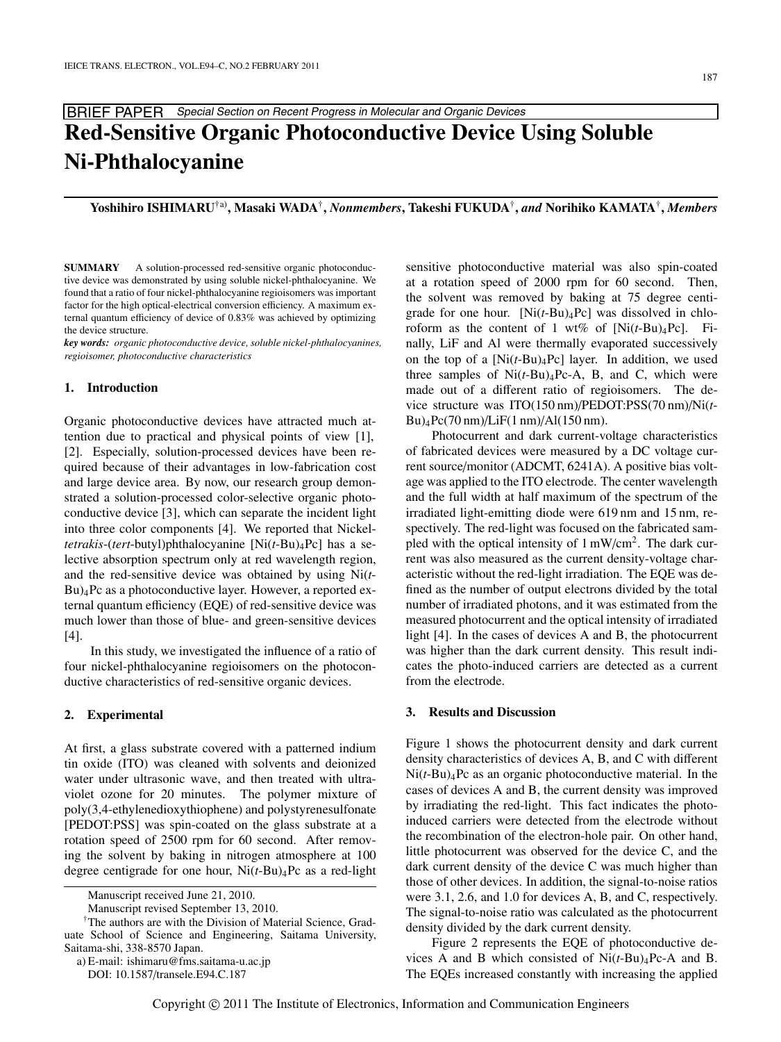BRIEF PAPER *Special Section on Recent Progress in Molecular and Organic Devices*

# Red-Sensitive Organic Photoconductive Device Using Soluble Ni-Phthalocyanine

**Yoshihiro ISHIMARU**[†a], **Masaki WADA**[†], *Nonmembers*, **Takeshi FUKUDA**[†], *and* **Norihiko KAMATA**[†], *Members*

**SUMMARY** A solution-processed red-sensitive organic photoconductive device was demonstrated by using soluble nickel-phthalocyanine. We found that a ratio of four nickel-phthalocyanine regioisomers was important factor for the high optical-electrical conversion efficiency. A maximum external quantum efficiency of device of 0.83% was achieved by optimizing the device structure.

***key words:*** *organic photoconductive device, soluble nickel-phthalocyanines, regioisomer, photoconductive characteristics*

## 1. Introduction

Organic photoconductive devices have attracted much attention due to practical and physical points of view [1], [2]. Especially, solution-processed devices have been required because of their advantages in low-fabrication cost and large device area. By now, our research group demonstrated a solution-processed color-selective organic photoconductive device [3], which can separate the incident light into three color components [4]. We reported that Nickel-*tetrakis*-(*tert*-butyl)phthalocyanine [Ni(*t*-Bu)$_4$Pc] has a selective absorption spectrum only at red wavelength region, and the red-sensitive device was obtained by using Ni(*t*-Bu)$_4$Pc as a photoconductive layer. However, a reported external quantum efficiency (EQE) of red-sensitive device was much lower than those of blue- and green-sensitive devices [4].

In this study, we investigated the influence of a ratio of four nickel-phthalocyanine regioisomers on the photoconductive characteristics of red-sensitive organic devices.

## 2. Experimental

At first, a glass substrate covered with a patterned indium tin oxide (ITO) was cleaned with solvents and deionized water under ultrasonic wave, and then treated with ultraviolet ozone for 20 minutes. The polymer mixture of poly(3,4-ethylenedioxythiophene) and polystyrenesulfonate [PEDOT:PSS] was spin-coated on the glass substrate at a rotation speed of 2500 rpm for 60 second. After removing the solvent by baking in nitrogen atmosphere at 100 degree centigrade for one hour, Ni(*t*-Bu)$_4$Pc as a red-light sensitive photoconductive material was also spin-coated at a rotation speed of 2000 rpm for 60 second. Then, the solvent was removed by baking at 75 degree centigrade for one hour. [Ni(*t*-Bu)$_4$Pc] was dissolved in chloroform as the content of 1 wt% of [Ni(*t*-Bu)$_4$Pc]. Finally, LiF and Al were thermally evaporated successively on the top of a [Ni(*t*-Bu)$_4$Pc] layer. In addition, we used three samples of Ni(*t*-Bu)$_4$Pc-A, B, and C, which were made out of a different ratio of regioisomers. The device structure was ITO(150 nm)/PEDOT:PSS(70 nm)/Ni(*t*-Bu)$_4$Pc(70 nm)/LiF(1 nm)/Al(150 nm).

Photocurrent and dark current-voltage characteristics of fabricated devices were measured by a DC voltage current source/monitor (ADCMT, 6241A). A positive bias voltage was applied to the ITO electrode. The center wavelength and the full width at half maximum of the spectrum of the irradiated light-emitting diode were 619 nm and 15 nm, respectively. The red-light was focused on the fabricated sampled with the optical intensity of 1 mW/cm$^2$. The dark current was also measured as the current density-voltage characteristic without the red-light irradiation. The EQE was defined as the number of output electrons divided by the total number of irradiated photons, and it was estimated from the measured photocurrent and the optical intensity of irradiated light [4]. In the cases of devices A and B, the photocurrent was higher than the dark current density. This result indicates the photo-induced carriers are detected as a current from the electrode.

## 3. Results and Discussion

Figure 1 shows the photocurrent density and dark current density characteristics of devices A, B, and C with different Ni(*t*-Bu)$_4$Pc as an organic photoconductive material. In the cases of devices A and B, the current density was improved by irradiating the red-light. This fact indicates the photo-induced carriers were detected from the electrode without the recombination of the electron-hole pair. On other hand, little photocurrent was observed for the device C, and the dark current density of the device C was much higher than those of other devices. In addition, the signal-to-noise ratios were 3.1, 2.6, and 1.0 for devices A, B, and C, respectively. The signal-to-noise ratio was calculated as the photocurrent density divided by the dark current density.

Figure 2 represents the EQE of photoconductive devices A and B which consisted of Ni(*t*-Bu)$_4$Pc-A and B. The EQEs increased constantly with increasing the applied

Manuscript received June 21, 2010.

Manuscript revised September 13, 2010.

[†]The authors are with the Division of Material Science, Graduate School of Science and Engineering, Saitama University, Saitama-shi, 338-8570 Japan.

a) E-mail: ishimaru@fms.saitama-u.ac.jp

DOI: 10.1587/transele.E94.C.187

Copyright © 2011 The Institute of Electronics, Information and Communication Engineers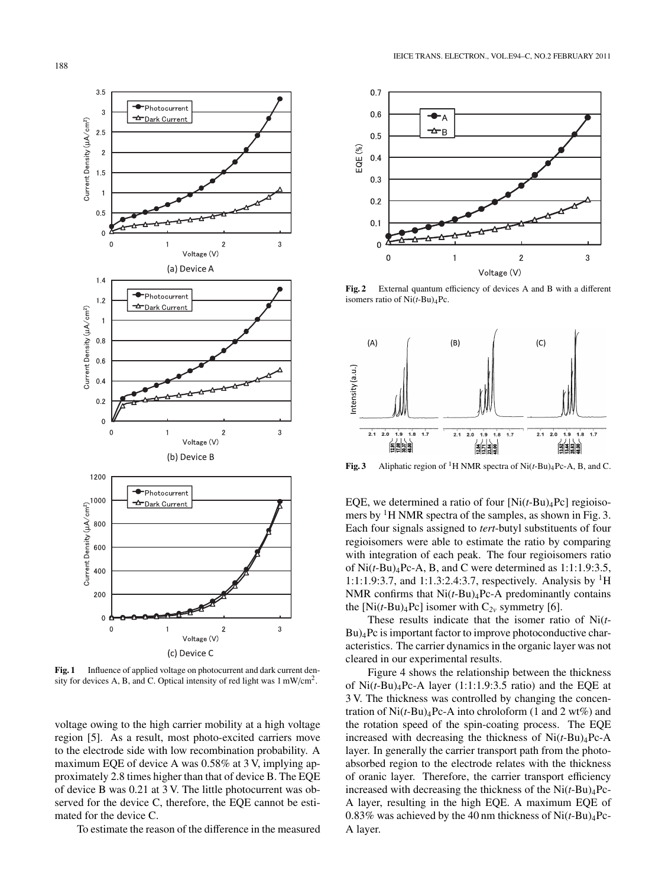Fig. 1 Influence of applied voltage on photocurrent and dark current density for devices A, B, and C. Optical intensity of red light was 1 mW/cm$^2$.

voltage owing to the high carrier mobility at a high voltage region [5]. As a result, most photo-excited carriers move to the electrode side with low recombination probability. A maximum EQE of device A was 0.58% at 3 V, implying approximately 2.8 times higher than that of device B. The EQE of device B was 0.21 at 3 V. The little photocurrent was observed for the device C, therefore, the EQE cannot be estimated for the device C.

To estimate the reason of the difference in the measured EQE, we determined a ratio of four [Ni($t$-Bu)$_4$Pc] regioisomers by $^1$H NMR spectra of the samples, as shown in Fig. 3. Each four signals assigned to *tert*-butyl substituents of four regioisomers were able to estimate the ratio by comparing with integration of each peak. The four regioisomers ratio of Ni($t$-Bu)$_4$Pc-A, B, and C were determined as 1:1:1.9:3.5, 1:1:1.9:3.7, and 1:1.3:2.4:3.7, respectively. Analysis by $^1$H NMR confirms that Ni($t$-Bu)$_4$Pc-A predominantly contains the [Ni($t$-Bu)$_4$Pc] isomer with $C_{2v}$ symmetry [6].

These results indicate that the isomer ratio of Ni($t$-Bu)$_4$Pc is important factor to improve photoconductive characteristics. The carrier dynamics in the organic layer was not cleared in our experimental results.

Figure 4 shows the relationship between the thickness of Ni($t$-Bu)$_4$Pc-A layer (1:1:1.9:3.5 ratio) and the EQE at 3 V. The thickness was controlled by changing the concentration of Ni($t$-Bu)$_4$Pc-A into chroloform (1 and 2 wt%) and the rotation speed of the spin-coating process. The EQE increased with decreasing the thickness of Ni($t$-Bu)$_4$Pc-A layer. In generally the carrier transport path from the photo-absorbed region to the electrode relates with the thickness of oranic layer. Therefore, the carrier transport efficiency increased with decreasing the thickness of the Ni($t$-Bu)$_4$Pc-A layer, resulting in the high EQE. A maximum EQE of 0.83% was achieved by the 40 nm thickness of Ni($t$-Bu)$_4$Pc-A layer.

Fig. 2 External quantum efficiency of devices A and B with a different isomers ratio of Ni($t$-Bu)$_4$Pc.

Fig. 3 Aliphatic region of $^1$H NMR spectra of Ni($t$-Bu)$_4$Pc-A, B, and C.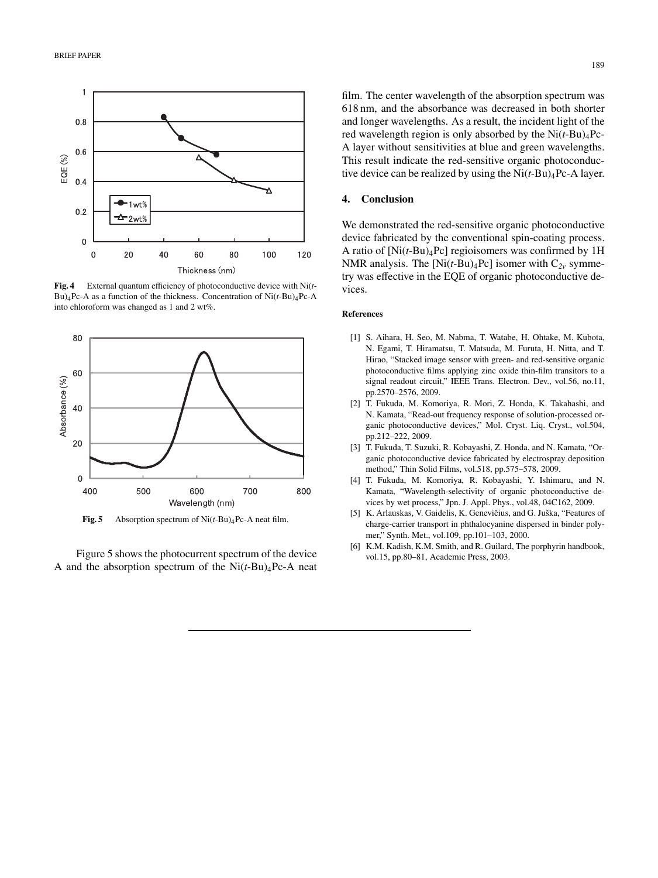1
0.8
0.6
0.4
0.2
0
EQE (%)
0 20 40 60 80 100 120
Thickness (nm)
1wt%
2wt%

**Fig. 4** External quantum efficiency of photoconductive device with Ni($t$-Bu)$_4$Pc-A as a function of the thickness. Concentration of Ni($t$-Bu)$_4$Pc-A into chloroform was changed as 1 and 2 wt%.

80
60
40
20
0
Absorbance (%)
400 500 600 700 800
Wavelength (nm)

**Fig. 5** Absorption spectrum of Ni($t$-Bu)$_4$Pc-A neat film.

Figure 5 shows the photocurrent spectrum of the device A and the absorption spectrum of the Ni($t$-Bu)$_4$Pc-A neat film. The center wavelength of the absorption spectrum was 618 nm, and the absorbance was decreased in both shorter and longer wavelengths. As a result, the incident light of the red wavelength region is only absorbed by the Ni($t$-Bu)$_4$Pc-A layer without sensitivities at blue and green wavelengths. This result indicate the red-sensitive organic photoconductive device can be realized by using the Ni($t$-Bu)$_4$Pc-A layer.

## 4. Conclusion

We demonstrated the red-sensitive organic photoconductive device fabricated by the conventional spin-coating process. A ratio of [Ni($t$-Bu)$_4$Pc] regioisomers was confirmed by 1H NMR analysis. The [Ni($t$-Bu)$_4$Pc] isomer with $C_{2v}$ symmetry was effective in the EQE of organic photoconductive devices.

### References

[1] S. Aihara, H. Seo, M. Nabma, T. Watabe, H. Ohtake, M. Kubota, N. Egami, T. Hiramatsu, T. Matsuda, M. Furuta, H. Nitta, and T. Hirao, "Stacked image sensor with green- and red-sensitive organic photoconductive films applying zinc oxide thin-film transitors to a signal readout circuit," IEEE Trans. Electron. Dev., vol.56, no.11, pp.2570–2576, 2009.

[2] T. Fukuda, M. Komoriya, R. Mori, Z. Honda, K. Takahashi, and N. Kamata, "Read-out frequency response of solution-processed organic photoconductive devices," Mol. Cryst. Liq. Cryst., vol.504, pp.212–222, 2009.

[3] T. Fukuda, T. Suzuki, R. Kobayashi, Z. Honda, and N. Kamata, "Organic photoconductive device fabricated by electrospray deposition method," Thin Solid Films, vol.518, pp.575–578, 2009.

[4] T. Fukuda, M. Komoriya, R. Kobayashi, Y. Ishimaru, and N. Kamata, "Wavelength-selectivity of organic photoconductive devices by wet process," Jpn. J. Appl. Phys., vol.48, 04C162, 2009.

[5] K. Arlauskas, V. Gaidelis, K. Genevičius, and G. Juška, "Features of charge-carrier transport in phthalocyanine dispersed in binder polymer," Synth. Met., vol.109, pp.101–103, 2000.

[6] K.M. Kadish, K.M. Smith, and R. Guilard, The porphyrin handbook, vol.15, pp.80–81, Academic Press, 2003.